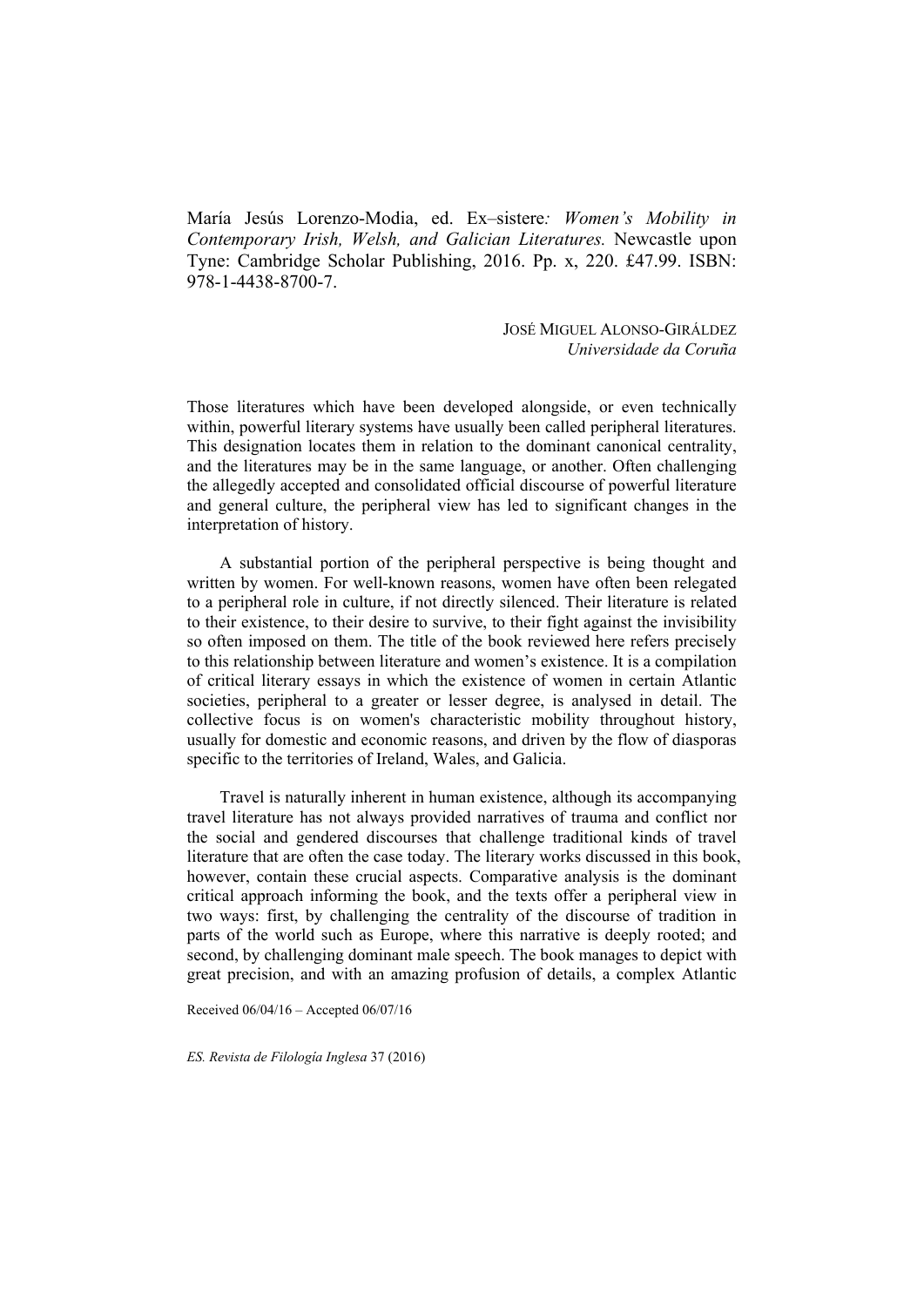María Jesús Lorenzo-Modia, ed. Ex–sistere*: Women's Mobility in Contemporary Irish, Welsh, and Galician Literatures.* Newcastle upon Tyne: Cambridge Scholar Publishing, 2016. Pp. x, 220. £47.99. ISBN: 978-1-4438-8700-7.

JOSÉ MIGUEL ALONSO-GIRÁLDEZ
*Universidade da Coruña*

Those literatures which have been developed alongside, or even technically within, powerful literary systems have usually been called peripheral literatures. This designation locates them in relation to the dominant canonical centrality, and the literatures may be in the same language, or another. Often challenging the allegedly accepted and consolidated official discourse of powerful literature and general culture, the peripheral view has led to significant changes in the interpretation of history.

A substantial portion of the peripheral perspective is being thought and written by women. For well-known reasons, women have often been relegated to a peripheral role in culture, if not directly silenced. Their literature is related to their existence, to their desire to survive, to their fight against the invisibility so often imposed on them. The title of the book reviewed here refers precisely to this relationship between literature and women's existence. It is a compilation of critical literary essays in which the existence of women in certain Atlantic societies, peripheral to a greater or lesser degree, is analysed in detail. The collective focus is on women's characteristic mobility throughout history, usually for domestic and economic reasons, and driven by the flow of diasporas specific to the territories of Ireland, Wales, and Galicia.

Travel is naturally inherent in human existence, although its accompanying travel literature has not always provided narratives of trauma and conflict nor the social and gendered discourses that challenge traditional kinds of travel literature that are often the case today. The literary works discussed in this book, however, contain these crucial aspects. Comparative analysis is the dominant critical approach informing the book, and the texts offer a peripheral view in two ways: first, by challenging the centrality of the discourse of tradition in parts of the world such as Europe, where this narrative is deeply rooted; and second, by challenging dominant male speech. The book manages to depict with great precision, and with an amazing profusion of details, a complex Atlantic

Received 06/04/16 – Accepted 06/07/16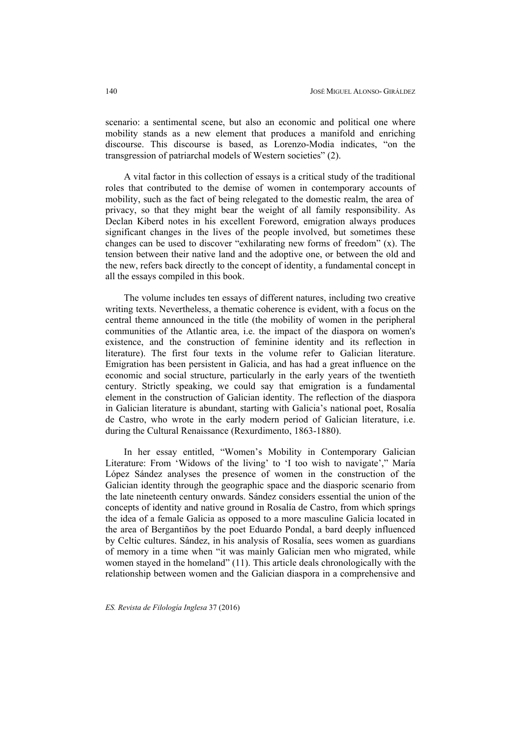scenario: a sentimental scene, but also an economic and political one where mobility stands as a new element that produces a manifold and enriching discourse. This discourse is based, as Lorenzo-Modia indicates, "on the transgression of patriarchal models of Western societies" (2).

A vital factor in this collection of essays is a critical study of the traditional roles that contributed to the demise of women in contemporary accounts of mobility, such as the fact of being relegated to the domestic realm, the area of privacy, so that they might bear the weight of all family responsibility. As Declan Kiberd notes in his excellent Foreword, emigration always produces significant changes in the lives of the people involved, but sometimes these changes can be used to discover "exhilarating new forms of freedom" (x). The tension between their native land and the adoptive one, or between the old and the new, refers back directly to the concept of identity, a fundamental concept in all the essays compiled in this book.

The volume includes ten essays of different natures, including two creative writing texts. Nevertheless, a thematic coherence is evident, with a focus on the central theme announced in the title (the mobility of women in the peripheral communities of the Atlantic area, i.e. the impact of the diaspora on women's existence, and the construction of feminine identity and its reflection in literature). The first four texts in the volume refer to Galician literature. Emigration has been persistent in Galicia, and has had a great influence on the economic and social structure, particularly in the early years of the twentieth century. Strictly speaking, we could say that emigration is a fundamental element in the construction of Galician identity. The reflection of the diaspora in Galician literature is abundant, starting with Galicia's national poet, Rosalía de Castro, who wrote in the early modern period of Galician literature, i.e. during the Cultural Renaissance (Rexurdimento, 1863-1880).

In her essay entitled, "Women's Mobility in Contemporary Galician Literature: From 'Widows of the living' to 'I too wish to navigate'," María López Sández analyses the presence of women in the construction of the Galician identity through the geographic space and the diasporic scenario from the late nineteenth century onwards. Sández considers essential the union of the concepts of identity and native ground in Rosalía de Castro, from which springs the idea of a female Galicia as opposed to a more masculine Galicia located in the area of Bergantiños by the poet Eduardo Pondal, a bard deeply influenced by Celtic cultures. Sández, in his analysis of Rosalía, sees women as guardians of memory in a time when "it was mainly Galician men who migrated, while women stayed in the homeland" (11). This article deals chronologically with the relationship between women and the Galician diaspora in a comprehensive and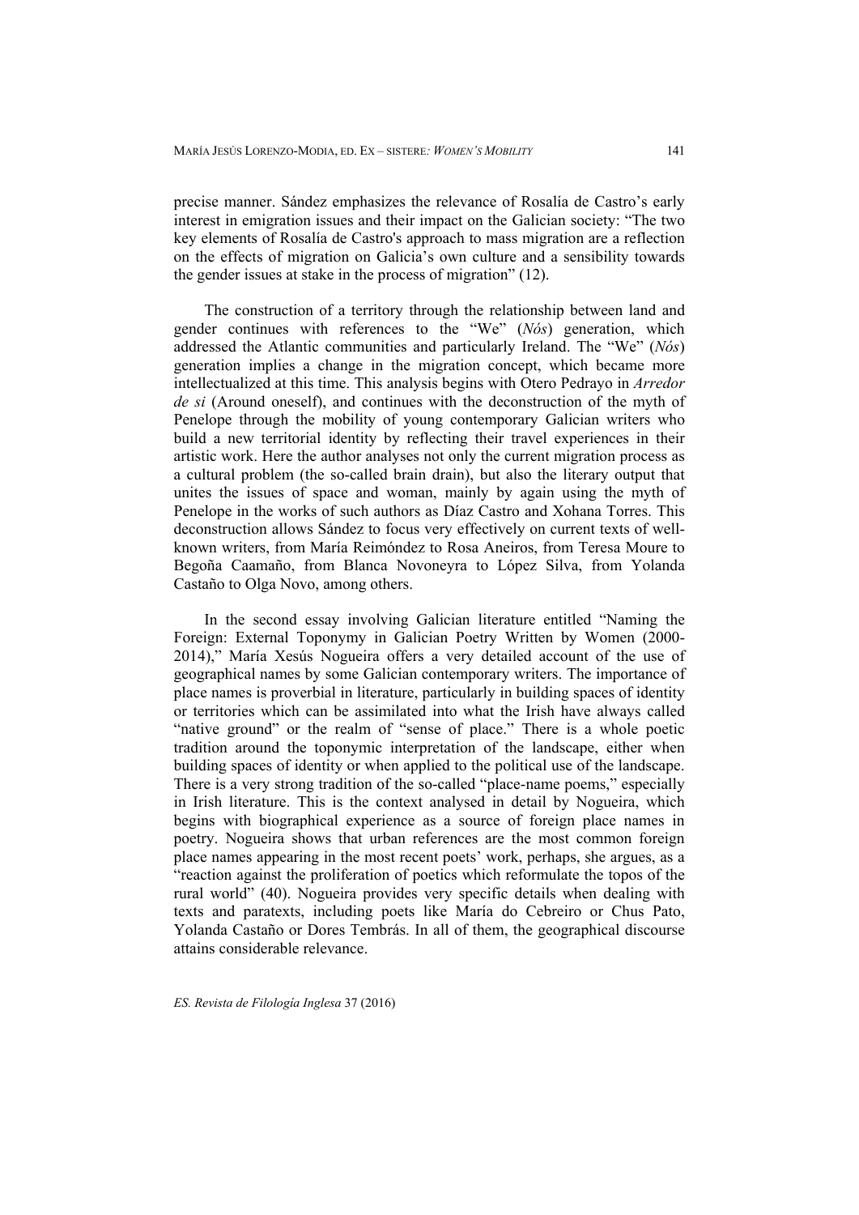precise manner. Sández emphasizes the relevance of Rosalía de Castro's early interest in emigration issues and their impact on the Galician society: "The two key elements of Rosalía de Castro's approach to mass migration are a reflection on the effects of migration on Galicia's own culture and a sensibility towards the gender issues at stake in the process of migration" (12).

The construction of a territory through the relationship between land and gender continues with references to the "We" (*Nós*) generation, which addressed the Atlantic communities and particularly Ireland. The "We" (*Nós*) generation implies a change in the migration concept, which became more intellectualized at this time. This analysis begins with Otero Pedrayo in *Arredor de si* (Around oneself), and continues with the deconstruction of the myth of Penelope through the mobility of young contemporary Galician writers who build a new territorial identity by reflecting their travel experiences in their artistic work. Here the author analyses not only the current migration process as a cultural problem (the so-called brain drain), but also the literary output that unites the issues of space and woman, mainly by again using the myth of Penelope in the works of such authors as Díaz Castro and Xohana Torres. This deconstruction allows Sández to focus very effectively on current texts of well-known writers, from María Reimóndez to Rosa Aneiros, from Teresa Moure to Begoña Caamaño, from Blanca Novoneyra to López Silva, from Yolanda Castaño to Olga Novo, among others.

In the second essay involving Galician literature entitled "Naming the Foreign: External Toponymy in Galician Poetry Written by Women (2000-2014)," María Xesús Nogueira offers a very detailed account of the use of geographical names by some Galician contemporary writers. The importance of place names is proverbial in literature, particularly in building spaces of identity or territories which can be assimilated into what the Irish have always called "native ground" or the realm of "sense of place." There is a whole poetic tradition around the toponymic interpretation of the landscape, either when building spaces of identity or when applied to the political use of the landscape. There is a very strong tradition of the so-called "place-name poems," especially in Irish literature. This is the context analysed in detail by Nogueira, which begins with biographical experience as a source of foreign place names in poetry. Nogueira shows that urban references are the most common foreign place names appearing in the most recent poets' work, perhaps, she argues, as a "reaction against the proliferation of poetics which reformulate the topos of the rural world" (40). Nogueira provides very specific details when dealing with texts and paratexts, including poets like María do Cebreiro or Chus Pato, Yolanda Castaño or Dores Tembrás. In all of them, the geographical discourse attains considerable relevance.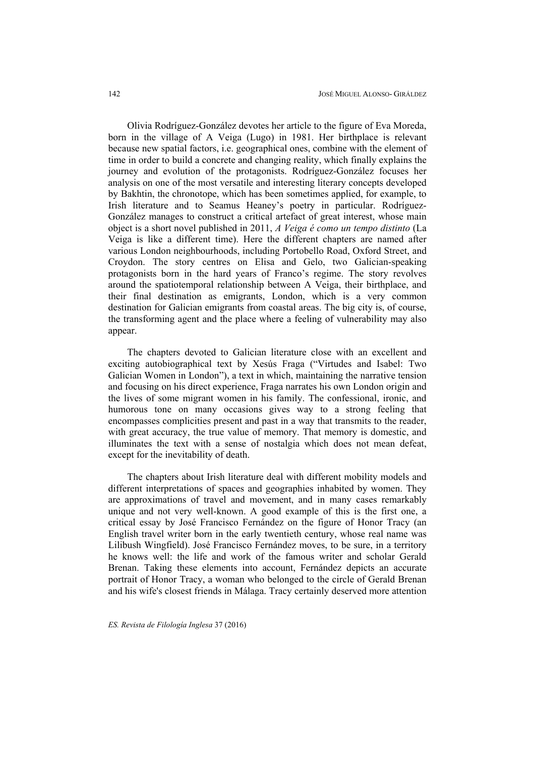Olivia Rodríguez-González devotes her article to the figure of Eva Moreda, born in the village of A Veiga (Lugo) in 1981. Her birthplace is relevant because new spatial factors, i.e. geographical ones, combine with the element of time in order to build a concrete and changing reality, which finally explains the journey and evolution of the protagonists. Rodríguez-González focuses her analysis on one of the most versatile and interesting literary concepts developed by Bakhtin, the chronotope, which has been sometimes applied, for example, to Irish literature and to Seamus Heaney's poetry in particular. Rodríguez-González manages to construct a critical artefact of great interest, whose main object is a short novel published in 2011, *A Veiga é como un tempo distinto* (La Veiga is like a different time). Here the different chapters are named after various London neighbourhoods, including Portobello Road, Oxford Street, and Croydon. The story centres on Elisa and Gelo, two Galician-speaking protagonists born in the hard years of Franco's regime. The story revolves around the spatiotemporal relationship between A Veiga, their birthplace, and their final destination as emigrants, London, which is a very common destination for Galician emigrants from coastal areas. The big city is, of course, the transforming agent and the place where a feeling of vulnerability may also appear.

The chapters devoted to Galician literature close with an excellent and exciting autobiographical text by Xesús Fraga ("Virtudes and Isabel: Two Galician Women in London"), a text in which, maintaining the narrative tension and focusing on his direct experience, Fraga narrates his own London origin and the lives of some migrant women in his family. The confessional, ironic, and humorous tone on many occasions gives way to a strong feeling that encompasses complicities present and past in a way that transmits to the reader, with great accuracy, the true value of memory. That memory is domestic, and illuminates the text with a sense of nostalgia which does not mean defeat, except for the inevitability of death.

The chapters about Irish literature deal with different mobility models and different interpretations of spaces and geographies inhabited by women. They are approximations of travel and movement, and in many cases remarkably unique and not very well-known. A good example of this is the first one, a critical essay by José Francisco Fernández on the figure of Honor Tracy (an English travel writer born in the early twentieth century, whose real name was Lilibush Wingfield). José Francisco Fernández moves, to be sure, in a territory he knows well: the life and work of the famous writer and scholar Gerald Brenan. Taking these elements into account, Fernández depicts an accurate portrait of Honor Tracy, a woman who belonged to the circle of Gerald Brenan and his wife's closest friends in Málaga. Tracy certainly deserved more attention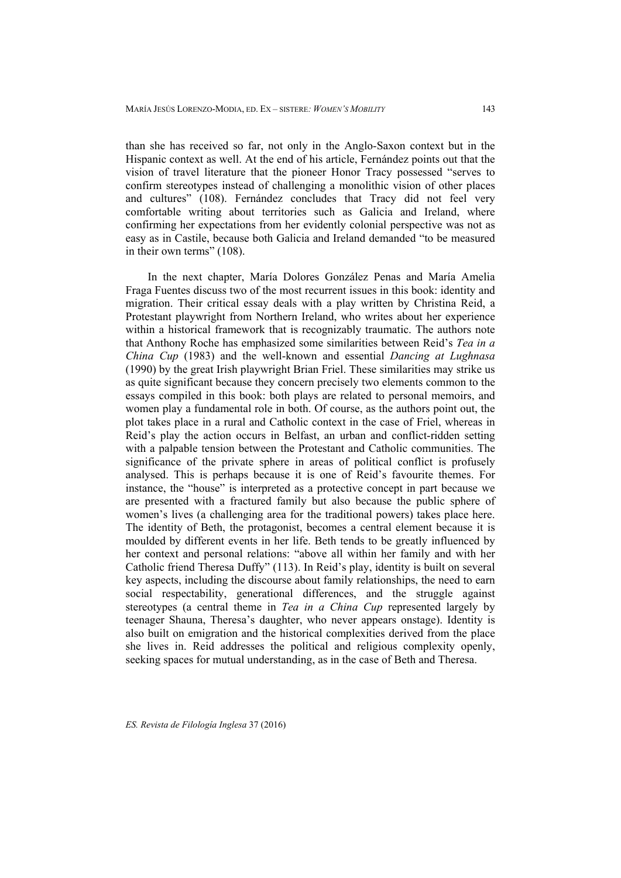than she has received so far, not only in the Anglo-Saxon context but in the Hispanic context as well. At the end of his article, Fernández points out that the vision of travel literature that the pioneer Honor Tracy possessed "serves to confirm stereotypes instead of challenging a monolithic vision of other places and cultures" (108). Fernández concludes that Tracy did not feel very comfortable writing about territories such as Galicia and Ireland, where confirming her expectations from her evidently colonial perspective was not as easy as in Castile, because both Galicia and Ireland demanded "to be measured in their own terms" (108).

In the next chapter, María Dolores González Penas and María Amelia Fraga Fuentes discuss two of the most recurrent issues in this book: identity and migration. Their critical essay deals with a play written by Christina Reid, a Protestant playwright from Northern Ireland, who writes about her experience within a historical framework that is recognizably traumatic. The authors note that Anthony Roche has emphasized some similarities between Reid's *Tea in a China Cup* (1983) and the well-known and essential *Dancing at Lughnasa* (1990) by the great Irish playwright Brian Friel. These similarities may strike us as quite significant because they concern precisely two elements common to the essays compiled in this book: both plays are related to personal memoirs, and women play a fundamental role in both. Of course, as the authors point out, the plot takes place in a rural and Catholic context in the case of Friel, whereas in Reid's play the action occurs in Belfast, an urban and conflict-ridden setting with a palpable tension between the Protestant and Catholic communities. The significance of the private sphere in areas of political conflict is profusely analysed. This is perhaps because it is one of Reid's favourite themes. For instance, the "house" is interpreted as a protective concept in part because we are presented with a fractured family but also because the public sphere of women's lives (a challenging area for the traditional powers) takes place here. The identity of Beth, the protagonist, becomes a central element because it is moulded by different events in her life. Beth tends to be greatly influenced by her context and personal relations: "above all within her family and with her Catholic friend Theresa Duffy" (113). In Reid's play, identity is built on several key aspects, including the discourse about family relationships, the need to earn social respectability, generational differences, and the struggle against stereotypes (a central theme in *Tea in a China Cup* represented largely by teenager Shauna, Theresa's daughter, who never appears onstage). Identity is also built on emigration and the historical complexities derived from the place she lives in. Reid addresses the political and religious complexity openly, seeking spaces for mutual understanding, as in the case of Beth and Theresa.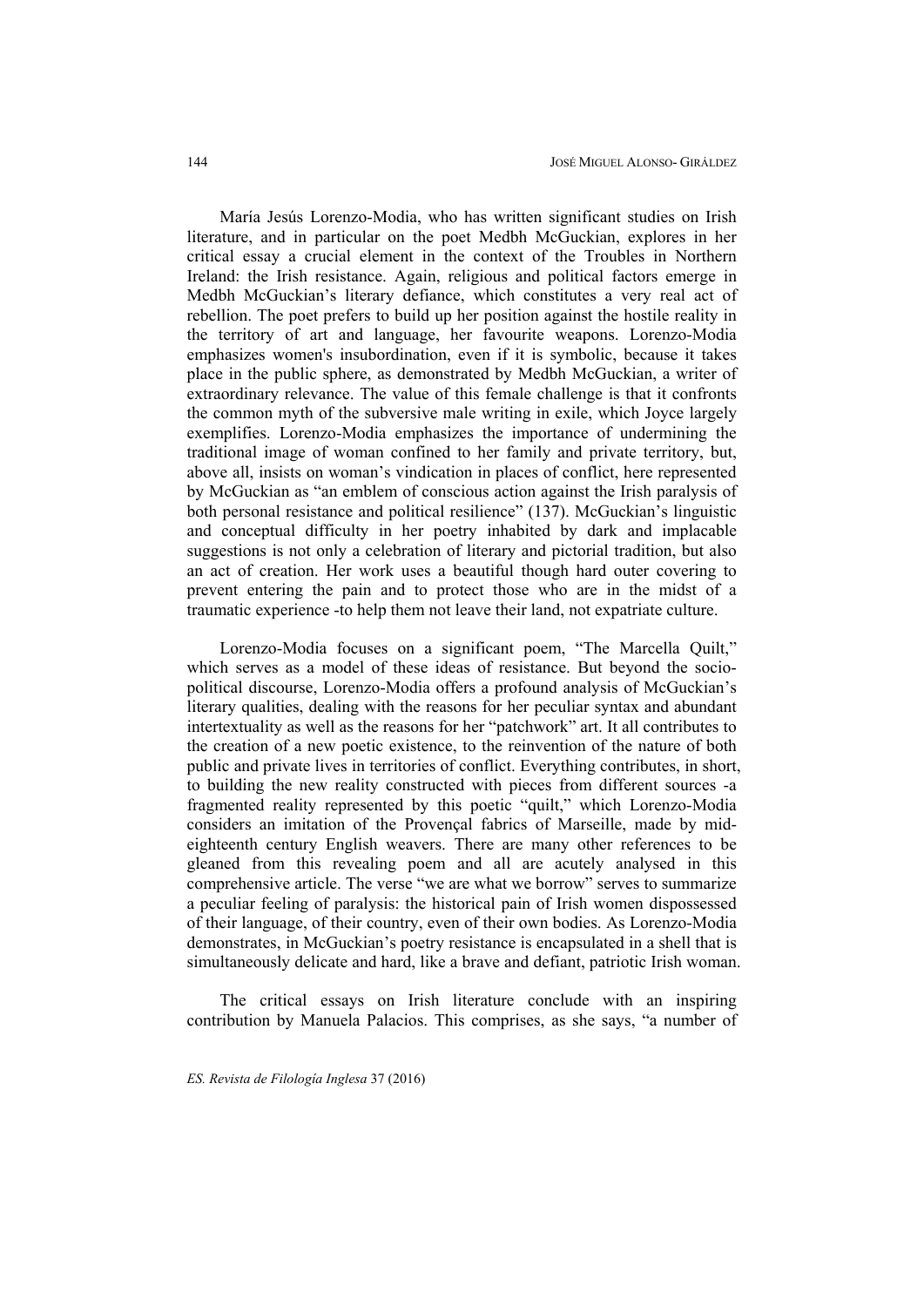María Jesús Lorenzo-Modia, who has written significant studies on Irish literature, and in particular on the poet Medbh McGuckian, explores in her critical essay a crucial element in the context of the Troubles in Northern Ireland: the Irish resistance. Again, religious and political factors emerge in Medbh McGuckian's literary defiance, which constitutes a very real act of rebellion. The poet prefers to build up her position against the hostile reality in the territory of art and language, her favourite weapons. Lorenzo-Modia emphasizes women's insubordination, even if it is symbolic, because it takes place in the public sphere, as demonstrated by Medbh McGuckian, a writer of extraordinary relevance. The value of this female challenge is that it confronts the common myth of the subversive male writing in exile, which Joyce largely exemplifies. Lorenzo-Modia emphasizes the importance of undermining the traditional image of woman confined to her family and private territory, but, above all, insists on woman's vindication in places of conflict, here represented by McGuckian as "an emblem of conscious action against the Irish paralysis of both personal resistance and political resilience" (137). McGuckian's linguistic and conceptual difficulty in her poetry inhabited by dark and implacable suggestions is not only a celebration of literary and pictorial tradition, but also an act of creation. Her work uses a beautiful though hard outer covering to prevent entering the pain and to protect those who are in the midst of a traumatic experience -to help them not leave their land, not expatriate culture.

Lorenzo-Modia focuses on a significant poem, "The Marcella Quilt," which serves as a model of these ideas of resistance. But beyond the socio-political discourse, Lorenzo-Modia offers a profound analysis of McGuckian's literary qualities, dealing with the reasons for her peculiar syntax and abundant intertextuality as well as the reasons for her "patchwork" art. It all contributes to the creation of a new poetic existence, to the reinvention of the nature of both public and private lives in territories of conflict. Everything contributes, in short, to building the new reality constructed with pieces from different sources -a fragmented reality represented by this poetic "quilt," which Lorenzo-Modia considers an imitation of the Provençal fabrics of Marseille, made by mid-eighteenth century English weavers. There are many other references to be gleaned from this revealing poem and all are acutely analysed in this comprehensive article. The verse "we are what we borrow" serves to summarize a peculiar feeling of paralysis: the historical pain of Irish women dispossessed of their language, of their country, even of their own bodies. As Lorenzo-Modia demonstrates, in McGuckian's poetry resistance is encapsulated in a shell that is simultaneously delicate and hard, like a brave and defiant, patriotic Irish woman.

The critical essays on Irish literature conclude with an inspiring contribution by Manuela Palacios. This comprises, as she says, "a number of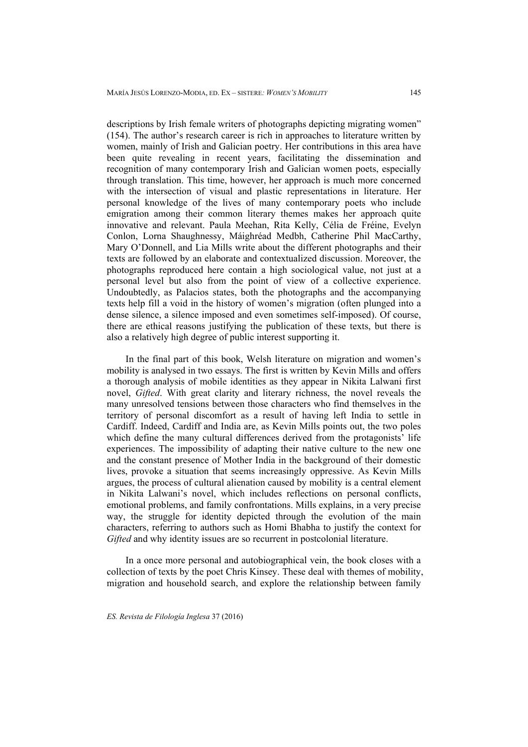descriptions by Irish female writers of photographs depicting migrating women" (154). The author's research career is rich in approaches to literature written by women, mainly of Irish and Galician poetry. Her contributions in this area have been quite revealing in recent years, facilitating the dissemination and recognition of many contemporary Irish and Galician women poets, especially through translation. This time, however, her approach is much more concerned with the intersection of visual and plastic representations in literature. Her personal knowledge of the lives of many contemporary poets who include emigration among their common literary themes makes her approach quite innovative and relevant. Paula Meehan, Rita Kelly, Célia de Fréine, Evelyn Conlon, Lorna Shaughnessy, Máighréad Medbh, Catherine Phil MacCarthy, Mary O'Donnell, and Lia Mills write about the different photographs and their texts are followed by an elaborate and contextualized discussion. Moreover, the photographs reproduced here contain a high sociological value, not just at a personal level but also from the point of view of a collective experience. Undoubtedly, as Palacios states, both the photographs and the accompanying texts help fill a void in the history of women's migration (often plunged into a dense silence, a silence imposed and even sometimes self-imposed). Of course, there are ethical reasons justifying the publication of these texts, but there is also a relatively high degree of public interest supporting it.

In the final part of this book, Welsh literature on migration and women's mobility is analysed in two essays. The first is written by Kevin Mills and offers a thorough analysis of mobile identities as they appear in Nikita Lalwani first novel, *Gifted*. With great clarity and literary richness, the novel reveals the many unresolved tensions between those characters who find themselves in the territory of personal discomfort as a result of having left India to settle in Cardiff. Indeed, Cardiff and India are, as Kevin Mills points out, the two poles which define the many cultural differences derived from the protagonists' life experiences. The impossibility of adapting their native culture to the new one and the constant presence of Mother India in the background of their domestic lives, provoke a situation that seems increasingly oppressive. As Kevin Mills argues, the process of cultural alienation caused by mobility is a central element in Nikita Lalwani's novel, which includes reflections on personal conflicts, emotional problems, and family confrontations. Mills explains, in a very precise way, the struggle for identity depicted through the evolution of the main characters, referring to authors such as Homi Bhabha to justify the context for *Gifted* and why identity issues are so recurrent in postcolonial literature.

In a once more personal and autobiographical vein, the book closes with a collection of texts by the poet Chris Kinsey. These deal with themes of mobility, migration and household search, and explore the relationship between family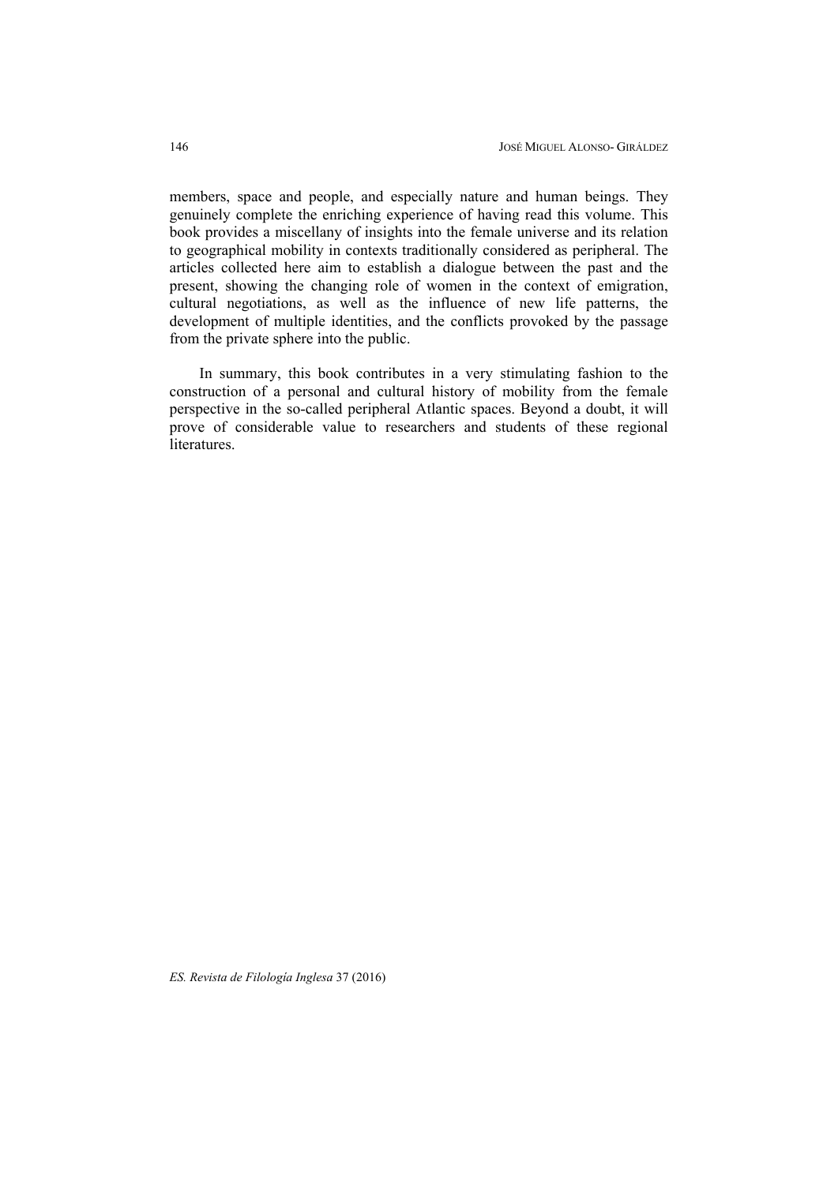members, space and people, and especially nature and human beings. They genuinely complete the enriching experience of having read this volume. This book provides a miscellany of insights into the female universe and its relation to geographical mobility in contexts traditionally considered as peripheral. The articles collected here aim to establish a dialogue between the past and the present, showing the changing role of women in the context of emigration, cultural negotiations, as well as the influence of new life patterns, the development of multiple identities, and the conflicts provoked by the passage from the private sphere into the public.

In summary, this book contributes in a very stimulating fashion to the construction of a personal and cultural history of mobility from the female perspective in the so-called peripheral Atlantic spaces. Beyond a doubt, it will prove of considerable value to researchers and students of these regional literatures.